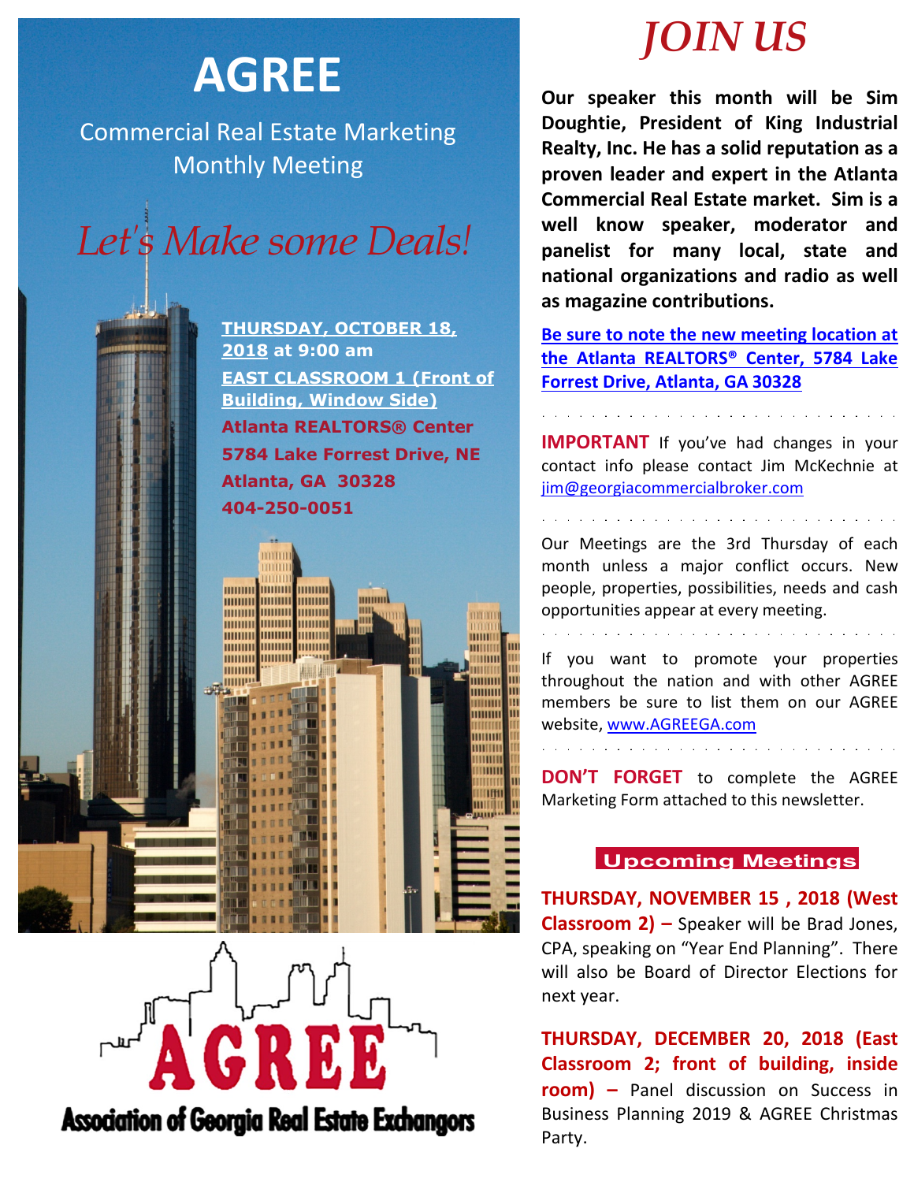# AGREE

## Commercial Real Estate Marketing Monthly Meeting

*Let's Make some Deals!*

**THURSDAY, OCTOBER 18, 2018 at 9:00 am**

**EAST CLASSROOM 1 (Front of Building, Window Side)**

**Atlanta REALTORS® Center**
**5784 Lake Forrest Drive, NE**
**Atlanta, GA 30328**
**404-250-0051**

AGREE

Association of Georgia Real Estate Exchangors

# *JOIN US*

**Our speaker this month will be Sim Doughtie, President of King Industrial Realty, Inc. He has a solid reputation as a proven leader and expert in the Atlanta Commercial Real Estate market. Sim is a well know speaker, moderator and panelist for many local, state and national organizations and radio as well as magazine contributions.**

**Be sure to note the new meeting location at the Atlanta REALTORS® Center, 5784 Lake Forrest Drive, Atlanta, GA 30328**

**IMPORTANT** If you've had changes in your contact info please contact Jim McKechnie at jim@georgiacommercialbroker.com

Our Meetings are the 3rd Thursday of each month unless a major conflict occurs. New people, properties, possibilities, needs and cash opportunities appear at every meeting.

If you want to promote your properties throughout the nation and with other AGREE members be sure to list them on our AGREE website, www.AGREEGA.com

**DON'T FORGET** to complete the AGREE Marketing Form attached to this newsletter.

### Upcoming Meetings

**THURSDAY, NOVEMBER 15 , 2018 (West Classroom 2) –** Speaker will be Brad Jones, CPA, speaking on "Year End Planning". There will also be Board of Director Elections for next year.

**THURSDAY, DECEMBER 20, 2018 (East Classroom 2; front of building, inside room) –** Panel discussion on Success in Business Planning 2019 & AGREE Christmas Party.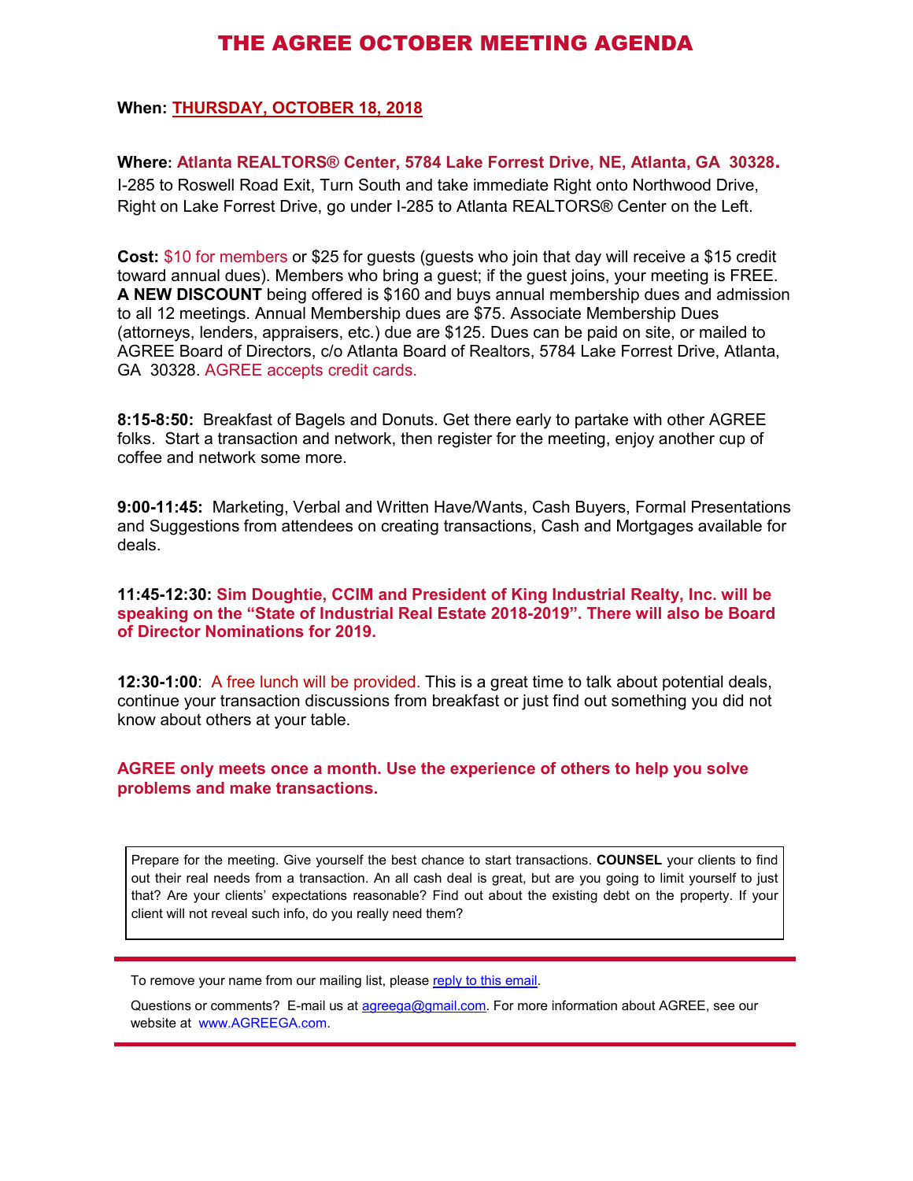# THE AGREE OCTOBER MEETING AGENDA

**When: THURSDAY, OCTOBER 18, 2018**

**Where: Atlanta REALTORS® Center, 5784 Lake Forrest Drive, NE, Atlanta, GA 30328.**
I-285 to Roswell Road Exit, Turn South and take immediate Right onto Northwood Drive, Right on Lake Forrest Drive, go under I-285 to Atlanta REALTORS® Center on the Left.

**Cost:** $10 for members or $25 for guests (guests who join that day will receive a $15 credit toward annual dues). Members who bring a guest; if the guest joins, your meeting is FREE. **A NEW DISCOUNT** being offered is $160 and buys annual membership dues and admission to all 12 meetings. Annual Membership dues are $75. Associate Membership Dues (attorneys, lenders, appraisers, etc.) due are $125. Dues can be paid on site, or mailed to AGREE Board of Directors, c/o Atlanta Board of Realtors, 5784 Lake Forrest Drive, Atlanta, GA 30328. AGREE accepts credit cards.

**8:15-8:50:** Breakfast of Bagels and Donuts. Get there early to partake with other AGREE folks. Start a transaction and network, then register for the meeting, enjoy another cup of coffee and network some more.

**9:00-11:45:** Marketing, Verbal and Written Have/Wants, Cash Buyers, Formal Presentations and Suggestions from attendees on creating transactions, Cash and Mortgages available for deals.

**11:45-12:30: Sim Doughtie, CCIM and President of King Industrial Realty, Inc. will be speaking on the "State of Industrial Real Estate 2018-2019". There will also be Board of Director Nominations for 2019.**

**12:30-1:00**: A free lunch will be provided. This is a great time to talk about potential deals, continue your transaction discussions from breakfast or just find out something you did not know about others at your table.

**AGREE only meets once a month. Use the experience of others to help you solve problems and make transactions.**

Prepare for the meeting. Give yourself the best chance to start transactions. **COUNSEL** your clients to find out their real needs from a transaction. An all cash deal is great, but are you going to limit yourself to just that? Are your clients' expectations reasonable? Find out about the existing debt on the property. If your client will not reveal such info, do you really need them?

---

To remove your name from our mailing list, please reply to this email.

Questions or comments? E-mail us at agreega@gmail.com. For more information about AGREE, see our website at www.AGREEGA.com.